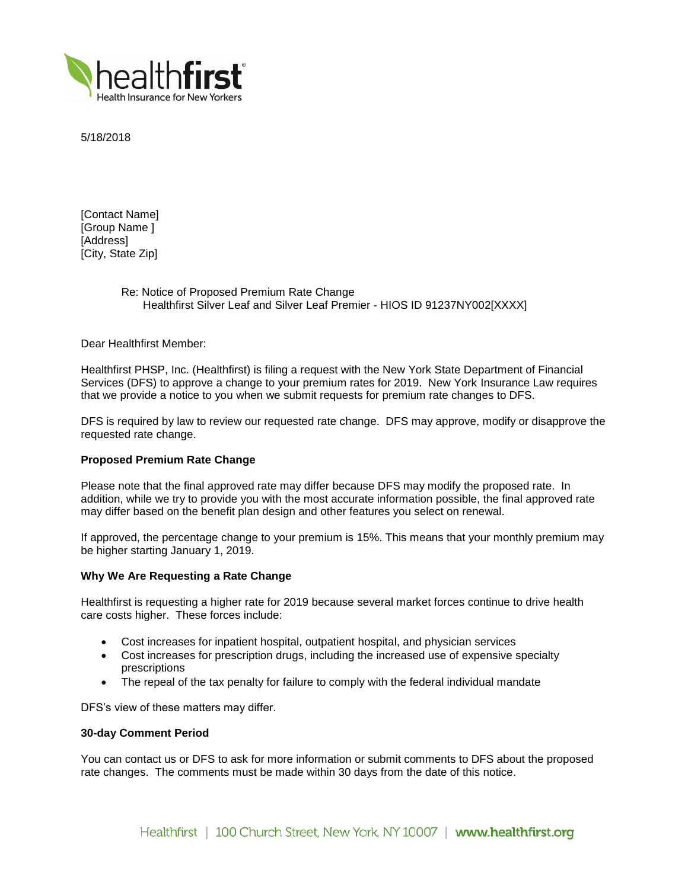5/18/2018

[Contact Name]
[Group Name ]
[Address]
[City, State Zip]

Re: Notice of Proposed Premium Rate Change
Healthfirst Silver Leaf and Silver Leaf Premier - HIOS ID 91237NY002[XXXX]

Dear Healthfirst Member:

Healthfirst PHSP, Inc. (Healthfirst) is filing a request with the New York State Department of Financial Services (DFS) to approve a change to your premium rates for 2019. New York Insurance Law requires that we provide a notice to you when we submit requests for premium rate changes to DFS.

DFS is required by law to review our requested rate change. DFS may approve, modify or disapprove the requested rate change.

**Proposed Premium Rate Change**

Please note that the final approved rate may differ because DFS may modify the proposed rate. In addition, while we try to provide you with the most accurate information possible, the final approved rate may differ based on the benefit plan design and other features you select on renewal.

If approved, the percentage change to your premium is 15%. This means that your monthly premium may be higher starting January 1, 2019.

**Why We Are Requesting a Rate Change**

Healthfirst is requesting a higher rate for 2019 because several market forces continue to drive health care costs higher. These forces include:

- Cost increases for inpatient hospital, outpatient hospital, and physician services
- Cost increases for prescription drugs, including the increased use of expensive specialty prescriptions
- The repeal of the tax penalty for failure to comply with the federal individual mandate

DFS's view of these matters may differ.

**30-day Comment Period**

You can contact us or DFS to ask for more information or submit comments to DFS about the proposed rate changes. The comments must be made within 30 days from the date of this notice.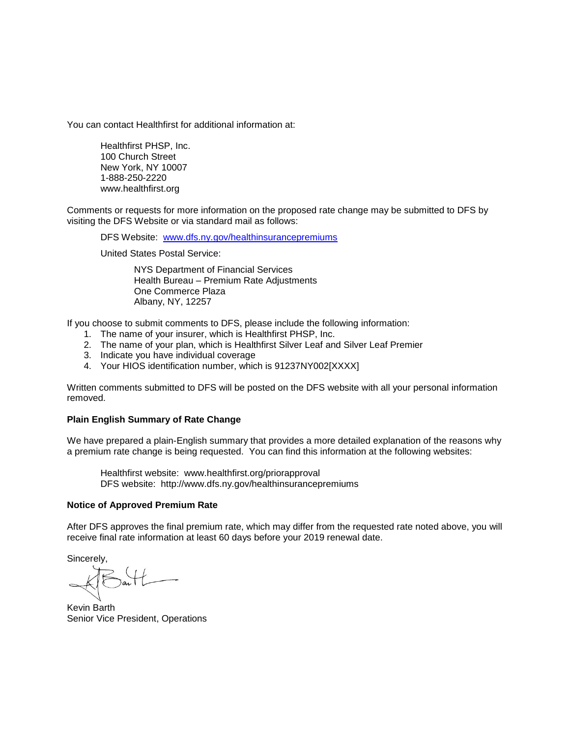You can contact Healthfirst for additional information at:

Healthfirst PHSP, Inc.
100 Church Street
New York, NY 10007
1-888-250-2220
www.healthfirst.org

Comments or requests for more information on the proposed rate change may be submitted to DFS by visiting the DFS Website or via standard mail as follows:

DFS Website: [www.dfs.ny.gov/healthinsurancepremiums](http://www.dfs.ny.gov/healthinsurancepremiums)

United States Postal Service:

NYS Department of Financial Services
Health Bureau – Premium Rate Adjustments
One Commerce Plaza
Albany, NY, 12257

If you choose to submit comments to DFS, please include the following information:

1. The name of your insurer, which is Healthfirst PHSP, Inc.
2. The name of your plan, which is Healthfirst Silver Leaf and Silver Leaf Premier
3. Indicate you have individual coverage
4. Your HIOS identification number, which is 91237NY002[XXXX]

Written comments submitted to DFS will be posted on the DFS website with all your personal information removed.

**Plain English Summary of Rate Change**

We have prepared a plain-English summary that provides a more detailed explanation of the reasons why a premium rate change is being requested. You can find this information at the following websites:

Healthfirst website: www.healthfirst.org/priorapproval
DFS website: http://www.dfs.ny.gov/healthinsurancepremiums

**Notice of Approved Premium Rate**

After DFS approves the final premium rate, which may differ from the requested rate noted above, you will receive final rate information at least 60 days before your 2019 renewal date.

Sincerely,

Kevin Barth
Senior Vice President, Operations